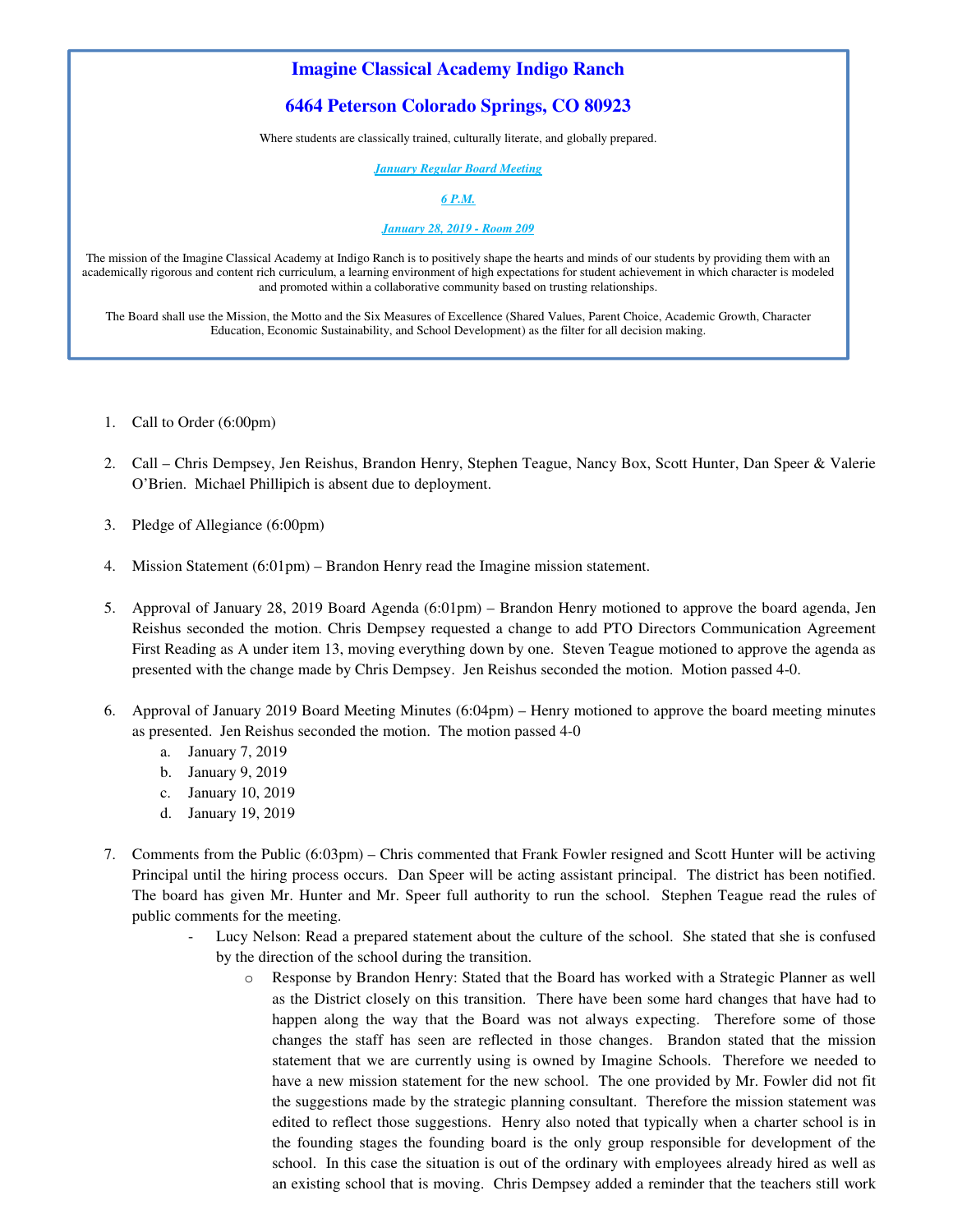# Imagine Classical Academy Indigo Ranch

## 6464 Peterson Colorado Springs, CO 80923

Where students are classically trained, culturally literate, and globally prepared.

***January Regular Board Meeting***

***6 P.M.***

***January 28, 2019 - Room 209***

The mission of the Imagine Classical Academy at Indigo Ranch is to positively shape the hearts and minds of our students by providing them with an academically rigorous and content rich curriculum, a learning environment of high expectations for student achievement in which character is modeled and promoted within a collaborative community based on trusting relationships.

The Board shall use the Mission, the Motto and the Six Measures of Excellence (Shared Values, Parent Choice, Academic Growth, Character Education, Economic Sustainability, and School Development) as the filter for all decision making.

1. Call to Order (6:00pm)

2. Call – Chris Dempsey, Jen Reishus, Brandon Henry, Stephen Teague, Nancy Box, Scott Hunter, Dan Speer & Valerie O'Brien. Michael Phillipich is absent due to deployment.

3. Pledge of Allegiance (6:00pm)

4. Mission Statement (6:01pm) – Brandon Henry read the Imagine mission statement.

5. Approval of January 28, 2019 Board Agenda (6:01pm) – Brandon Henry motioned to approve the board agenda, Jen Reishus seconded the motion. Chris Dempsey requested a change to add PTO Directors Communication Agreement First Reading as A under item 13, moving everything down by one. Steven Teague motioned to approve the agenda as presented with the change made by Chris Dempsey. Jen Reishus seconded the motion. Motion passed 4-0.

6. Approval of January 2019 Board Meeting Minutes (6:04pm) – Henry motioned to approve the board meeting minutes as presented. Jen Reishus seconded the motion. The motion passed 4-0
   a. January 7, 2019
   b. January 9, 2019
   c. January 10, 2019
   d. January 19, 2019

7. Comments from the Public (6:03pm) – Chris commented that Frank Fowler resigned and Scott Hunter will be activing Principal until the hiring process occurs. Dan Speer will be acting assistant principal. The district has been notified. The board has given Mr. Hunter and Mr. Speer full authority to run the school. Stephen Teague read the rules of public comments for the meeting.
   - Lucy Nelson: Read a prepared statement about the culture of the school. She stated that she is confused by the direction of the school during the transition.
     - Response by Brandon Henry: Stated that the Board has worked with a Strategic Planner as well as the District closely on this transition. There have been some hard changes that have had to happen along the way that the Board was not always expecting. Therefore some of those changes the staff has seen are reflected in those changes. Brandon stated that the mission statement that we are currently using is owned by Imagine Schools. Therefore we needed to have a new mission statement for the new school. The one provided by Mr. Fowler did not fit the suggestions made by the strategic planning consultant. Therefore the mission statement was edited to reflect those suggestions. Henry also noted that typically when a charter school is in the founding stages the founding board is the only group responsible for development of the school. In this case the situation is out of the ordinary with employees already hired as well as an existing school that is moving. Chris Dempsey added a reminder that the teachers still work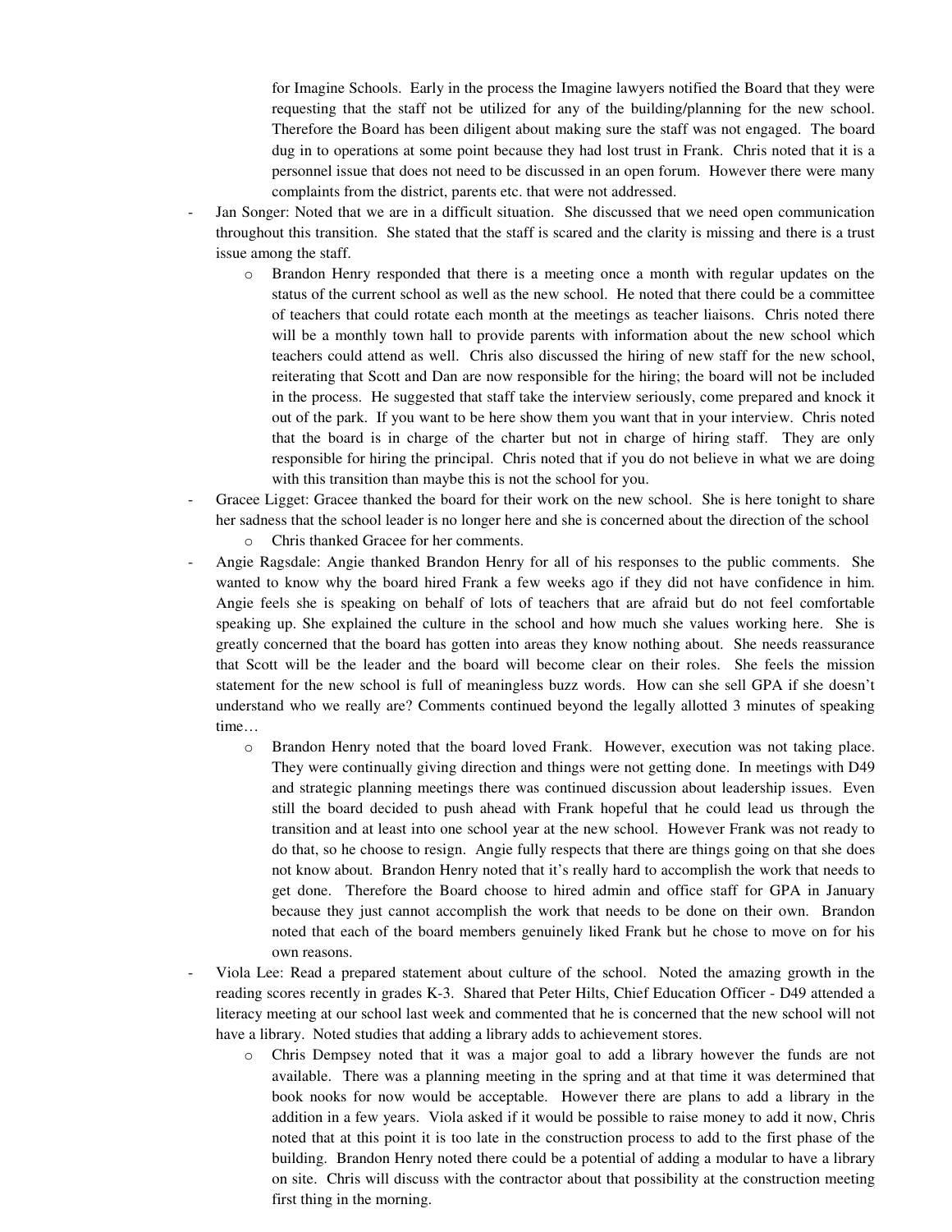for Imagine Schools. Early in the process the Imagine lawyers notified the Board that they were requesting that the staff not be utilized for any of the building/planning for the new school. Therefore the Board has been diligent about making sure the staff was not engaged. The board dug in to operations at some point because they had lost trust in Frank. Chris noted that it is a personnel issue that does not need to be discussed in an open forum. However there were many complaints from the district, parents etc. that were not addressed.

- Jan Songer: Noted that we are in a difficult situation. She discussed that we need open communication throughout this transition. She stated that the staff is scared and the clarity is missing and there is a trust issue among the staff.
    - Brandon Henry responded that there is a meeting once a month with regular updates on the status of the current school as well as the new school. He noted that there could be a committee of teachers that could rotate each month at the meetings as teacher liaisons. Chris noted there will be a monthly town hall to provide parents with information about the new school which teachers could attend as well. Chris also discussed the hiring of new staff for the new school, reiterating that Scott and Dan are now responsible for the hiring; the board will not be included in the process. He suggested that staff take the interview seriously, come prepared and knock it out of the park. If you want to be here show them you want that in your interview. Chris noted that the board is in charge of the charter but not in charge of hiring staff. They are only responsible for hiring the principal. Chris noted that if you do not believe in what we are doing with this transition than maybe this is not the school for you.
- Gracee Ligget: Gracee thanked the board for their work on the new school. She is here tonight to share her sadness that the school leader is no longer here and she is concerned about the direction of the school
    - Chris thanked Gracee for her comments.
- Angie Ragsdale: Angie thanked Brandon Henry for all of his responses to the public comments. She wanted to know why the board hired Frank a few weeks ago if they did not have confidence in him. Angie feels she is speaking on behalf of lots of teachers that are afraid but do not feel comfortable speaking up. She explained the culture in the school and how much she values working here. She is greatly concerned that the board has gotten into areas they know nothing about. She needs reassurance that Scott will be the leader and the board will become clear on their roles. She feels the mission statement for the new school is full of meaningless buzz words. How can she sell GPA if she doesn't understand who we really are? Comments continued beyond the legally allotted 3 minutes of speaking time…
    - Brandon Henry noted that the board loved Frank. However, execution was not taking place. They were continually giving direction and things were not getting done. In meetings with D49 and strategic planning meetings there was continued discussion about leadership issues. Even still the board decided to push ahead with Frank hopeful that he could lead us through the transition and at least into one school year at the new school. However Frank was not ready to do that, so he choose to resign. Angie fully respects that there are things going on that she does not know about. Brandon Henry noted that it's really hard to accomplish the work that needs to get done. Therefore the Board choose to hired admin and office staff for GPA in January because they just cannot accomplish the work that needs to be done on their own. Brandon noted that each of the board members genuinely liked Frank but he chose to move on for his own reasons.
- Viola Lee: Read a prepared statement about culture of the school. Noted the amazing growth in the reading scores recently in grades K-3. Shared that Peter Hilts, Chief Education Officer - D49 attended a literacy meeting at our school last week and commented that he is concerned that the new school will not have a library. Noted studies that adding a library adds to achievement stores.
    - Chris Dempsey noted that it was a major goal to add a library however the funds are not available. There was a planning meeting in the spring and at that time it was determined that book nooks for now would be acceptable. However there are plans to add a library in the addition in a few years. Viola asked if it would be possible to raise money to add it now, Chris noted that at this point it is too late in the construction process to add to the first phase of the building. Brandon Henry noted there could be a potential of adding a modular to have a library on site. Chris will discuss with the contractor about that possibility at the construction meeting first thing in the morning.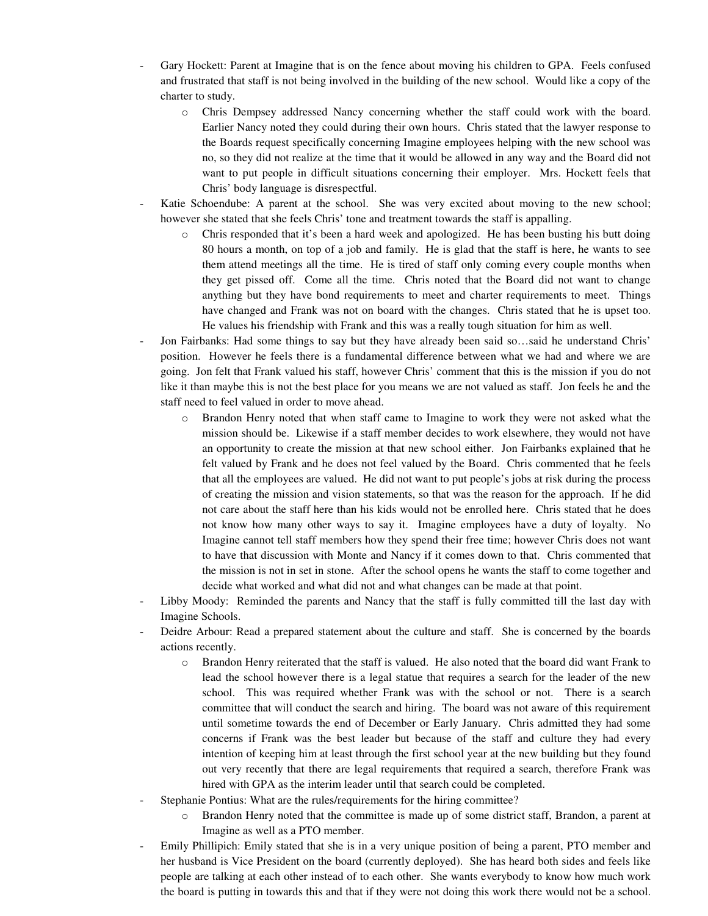- Gary Hockett: Parent at Imagine that is on the fence about moving his children to GPA. Feels confused and frustrated that staff is not being involved in the building of the new school. Would like a copy of the charter to study.
    - Chris Dempsey addressed Nancy concerning whether the staff could work with the board. Earlier Nancy noted they could during their own hours. Chris stated that the lawyer response to the Boards request specifically concerning Imagine employees helping with the new school was no, so they did not realize at the time that it would be allowed in any way and the Board did not want to put people in difficult situations concerning their employer. Mrs. Hockett feels that Chris' body language is disrespectful.
- Katie Schoendube: A parent at the school. She was very excited about moving to the new school; however she stated that she feels Chris' tone and treatment towards the staff is appalling.
    - Chris responded that it's been a hard week and apologized. He has been busting his butt doing 80 hours a month, on top of a job and family. He is glad that the staff is here, he wants to see them attend meetings all the time. He is tired of staff only coming every couple months when they get pissed off. Come all the time. Chris noted that the Board did not want to change anything but they have bond requirements to meet and charter requirements to meet. Things have changed and Frank was not on board with the changes. Chris stated that he is upset too. He values his friendship with Frank and this was a really tough situation for him as well.
- Jon Fairbanks: Had some things to say but they have already been said so…said he understand Chris' position. However he feels there is a fundamental difference between what we had and where we are going. Jon felt that Frank valued his staff, however Chris' comment that this is the mission if you do not like it than maybe this is not the best place for you means we are not valued as staff. Jon feels he and the staff need to feel valued in order to move ahead.
    - Brandon Henry noted that when staff came to Imagine to work they were not asked what the mission should be. Likewise if a staff member decides to work elsewhere, they would not have an opportunity to create the mission at that new school either. Jon Fairbanks explained that he felt valued by Frank and he does not feel valued by the Board. Chris commented that he feels that all the employees are valued. He did not want to put people's jobs at risk during the process of creating the mission and vision statements, so that was the reason for the approach. If he did not care about the staff here than his kids would not be enrolled here. Chris stated that he does not know how many other ways to say it. Imagine employees have a duty of loyalty. No Imagine cannot tell staff members how they spend their free time; however Chris does not want to have that discussion with Monte and Nancy if it comes down to that. Chris commented that the mission is not in set in stone. After the school opens he wants the staff to come together and decide what worked and what did not and what changes can be made at that point.
- Libby Moody: Reminded the parents and Nancy that the staff is fully committed till the last day with Imagine Schools.
- Deidre Arbour: Read a prepared statement about the culture and staff. She is concerned by the boards actions recently.
    - Brandon Henry reiterated that the staff is valued. He also noted that the board did want Frank to lead the school however there is a legal statue that requires a search for the leader of the new school. This was required whether Frank was with the school or not. There is a search committee that will conduct the search and hiring. The board was not aware of this requirement until sometime towards the end of December or Early January. Chris admitted they had some concerns if Frank was the best leader but because of the staff and culture they had every intention of keeping him at least through the first school year at the new building but they found out very recently that there are legal requirements that required a search, therefore Frank was hired with GPA as the interim leader until that search could be completed.
- Stephanie Pontius: What are the rules/requirements for the hiring committee?
    - Brandon Henry noted that the committee is made up of some district staff, Brandon, a parent at Imagine as well as a PTO member.
- Emily Phillipich: Emily stated that she is in a very unique position of being a parent, PTO member and her husband is Vice President on the board (currently deployed). She has heard both sides and feels like people are talking at each other instead of to each other. She wants everybody to know how much work the board is putting in towards this and that if they were not doing this work there would not be a school.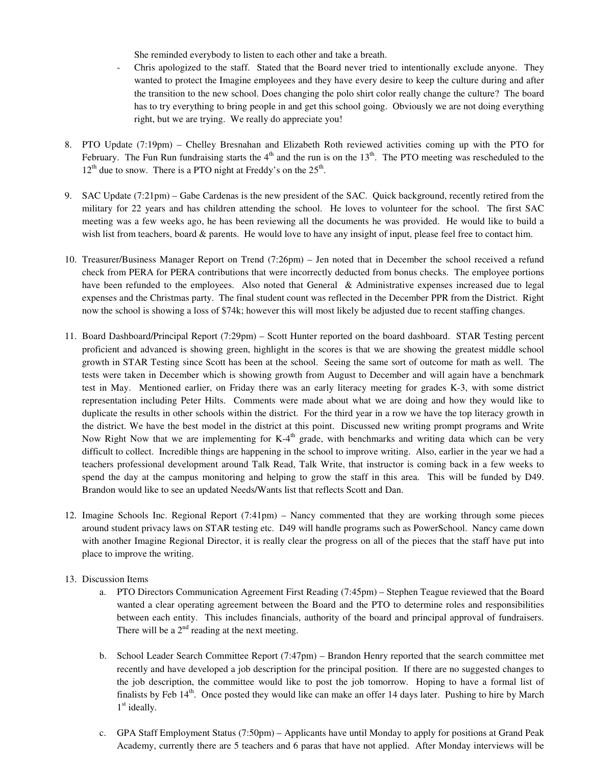She reminded everybody to listen to each other and take a breath.

- Chris apologized to the staff. Stated that the Board never tried to intentionally exclude anyone. They wanted to protect the Imagine employees and they have every desire to keep the culture during and after the transition to the new school. Does changing the polo shirt color really change the culture? The board has to try everything to bring people in and get this school going. Obviously we are not doing everything right, but we are trying. We really do appreciate you!

8. PTO Update (7:19pm) – Chelley Bresnahan and Elizabeth Roth reviewed activities coming up with the PTO for February. The Fun Run fundraising starts the 4th and the run is on the 13th. The PTO meeting was rescheduled to the 12th due to snow. There is a PTO night at Freddy's on the 25th.

9. SAC Update (7:21pm) – Gabe Cardenas is the new president of the SAC. Quick background, recently retired from the military for 22 years and has children attending the school. He loves to volunteer for the school. The first SAC meeting was a few weeks ago, he has been reviewing all the documents he was provided. He would like to build a wish list from teachers, board & parents. He would love to have any insight of input, please feel free to contact him.

10. Treasurer/Business Manager Report on Trend (7:26pm) – Jen noted that in December the school received a refund check from PERA for PERA contributions that were incorrectly deducted from bonus checks. The employee portions have been refunded to the employees. Also noted that General & Administrative expenses increased due to legal expenses and the Christmas party. The final student count was reflected in the December PPR from the District. Right now the school is showing a loss of $74k; however this will most likely be adjusted due to recent staffing changes.

11. Board Dashboard/Principal Report (7:29pm) – Scott Hunter reported on the board dashboard. STAR Testing percent proficient and advanced is showing green, highlight in the scores is that we are showing the greatest middle school growth in STAR Testing since Scott has been at the school. Seeing the same sort of outcome for math as well. The tests were taken in December which is showing growth from August to December and will again have a benchmark test in May. Mentioned earlier, on Friday there was an early literacy meeting for grades K-3, with some district representation including Peter Hilts. Comments were made about what we are doing and how they would like to duplicate the results in other schools within the district. For the third year in a row we have the top literacy growth in the district. We have the best model in the district at this point. Discussed new writing prompt programs and Write Now Right Now that we are implementing for K-4th grade, with benchmarks and writing data which can be very difficult to collect. Incredible things are happening in the school to improve writing. Also, earlier in the year we had a teachers professional development around Talk Read, Talk Write, that instructor is coming back in a few weeks to spend the day at the campus monitoring and helping to grow the staff in this area. This will be funded by D49. Brandon would like to see an updated Needs/Wants list that reflects Scott and Dan.

12. Imagine Schools Inc. Regional Report (7:41pm) – Nancy commented that they are working through some pieces around student privacy laws on STAR testing etc. D49 will handle programs such as PowerSchool. Nancy came down with another Imagine Regional Director, it is really clear the progress on all of the pieces that the staff have put into place to improve the writing.

13. Discussion Items
    a. PTO Directors Communication Agreement First Reading (7:45pm) – Stephen Teague reviewed that the Board wanted a clear operating agreement between the Board and the PTO to determine roles and responsibilities between each entity. This includes financials, authority of the board and principal approval of fundraisers. There will be a 2nd reading at the next meeting.

    b. School Leader Search Committee Report (7:47pm) – Brandon Henry reported that the search committee met recently and have developed a job description for the principal position. If there are no suggested changes to the job description, the committee would like to post the job tomorrow. Hoping to have a formal list of finalists by Feb 14th. Once posted they would like can make an offer 14 days later. Pushing to hire by March 1st ideally.

    c. GPA Staff Employment Status (7:50pm) – Applicants have until Monday to apply for positions at Grand Peak Academy, currently there are 5 teachers and 6 paras that have not applied. After Monday interviews will be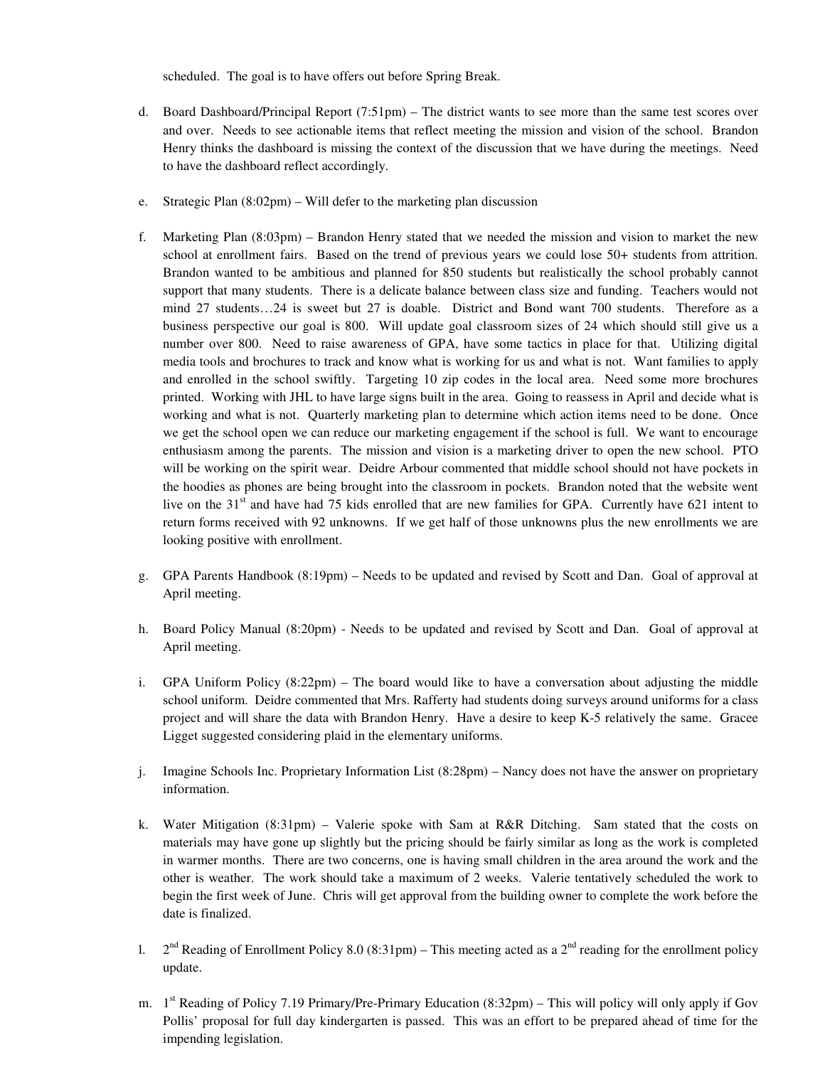scheduled. The goal is to have offers out before Spring Break.

d. Board Dashboard/Principal Report (7:51pm) – The district wants to see more than the same test scores over and over. Needs to see actionable items that reflect meeting the mission and vision of the school. Brandon Henry thinks the dashboard is missing the context of the discussion that we have during the meetings. Need to have the dashboard reflect accordingly.

e. Strategic Plan (8:02pm) – Will defer to the marketing plan discussion

f. Marketing Plan (8:03pm) – Brandon Henry stated that we needed the mission and vision to market the new school at enrollment fairs. Based on the trend of previous years we could lose 50+ students from attrition. Brandon wanted to be ambitious and planned for 850 students but realistically the school probably cannot support that many students. There is a delicate balance between class size and funding. Teachers would not mind 27 students…24 is sweet but 27 is doable. District and Bond want 700 students. Therefore as a business perspective our goal is 800. Will update goal classroom sizes of 24 which should still give us a number over 800. Need to raise awareness of GPA, have some tactics in place for that. Utilizing digital media tools and brochures to track and know what is working for us and what is not. Want families to apply and enrolled in the school swiftly. Targeting 10 zip codes in the local area. Need some more brochures printed. Working with JHL to have large signs built in the area. Going to reassess in April and decide what is working and what is not. Quarterly marketing plan to determine which action items need to be done. Once we get the school open we can reduce our marketing engagement if the school is full. We want to encourage enthusiasm among the parents. The mission and vision is a marketing driver to open the new school. PTO will be working on the spirit wear. Deidre Arbour commented that middle school should not have pockets in the hoodies as phones are being brought into the classroom in pockets. Brandon noted that the website went live on the 31st and have had 75 kids enrolled that are new families for GPA. Currently have 621 intent to return forms received with 92 unknowns. If we get half of those unknowns plus the new enrollments we are looking positive with enrollment.

g. GPA Parents Handbook (8:19pm) – Needs to be updated and revised by Scott and Dan. Goal of approval at April meeting.

h. Board Policy Manual (8:20pm) - Needs to be updated and revised by Scott and Dan. Goal of approval at April meeting.

i. GPA Uniform Policy (8:22pm) – The board would like to have a conversation about adjusting the middle school uniform. Deidre commented that Mrs. Rafferty had students doing surveys around uniforms for a class project and will share the data with Brandon Henry. Have a desire to keep K-5 relatively the same. Gracee Ligget suggested considering plaid in the elementary uniforms.

j. Imagine Schools Inc. Proprietary Information List (8:28pm) – Nancy does not have the answer on proprietary information.

k. Water Mitigation (8:31pm) – Valerie spoke with Sam at R&R Ditching. Sam stated that the costs on materials may have gone up slightly but the pricing should be fairly similar as long as the work is completed in warmer months. There are two concerns, one is having small children in the area around the work and the other is weather. The work should take a maximum of 2 weeks. Valerie tentatively scheduled the work to begin the first week of June. Chris will get approval from the building owner to complete the work before the date is finalized.

l. 2nd Reading of Enrollment Policy 8.0 (8:31pm) – This meeting acted as a 2nd reading for the enrollment policy update.

m. 1st Reading of Policy 7.19 Primary/Pre-Primary Education (8:32pm) – This will policy will only apply if Gov Pollis' proposal for full day kindergarten is passed. This was an effort to be prepared ahead of time for the impending legislation.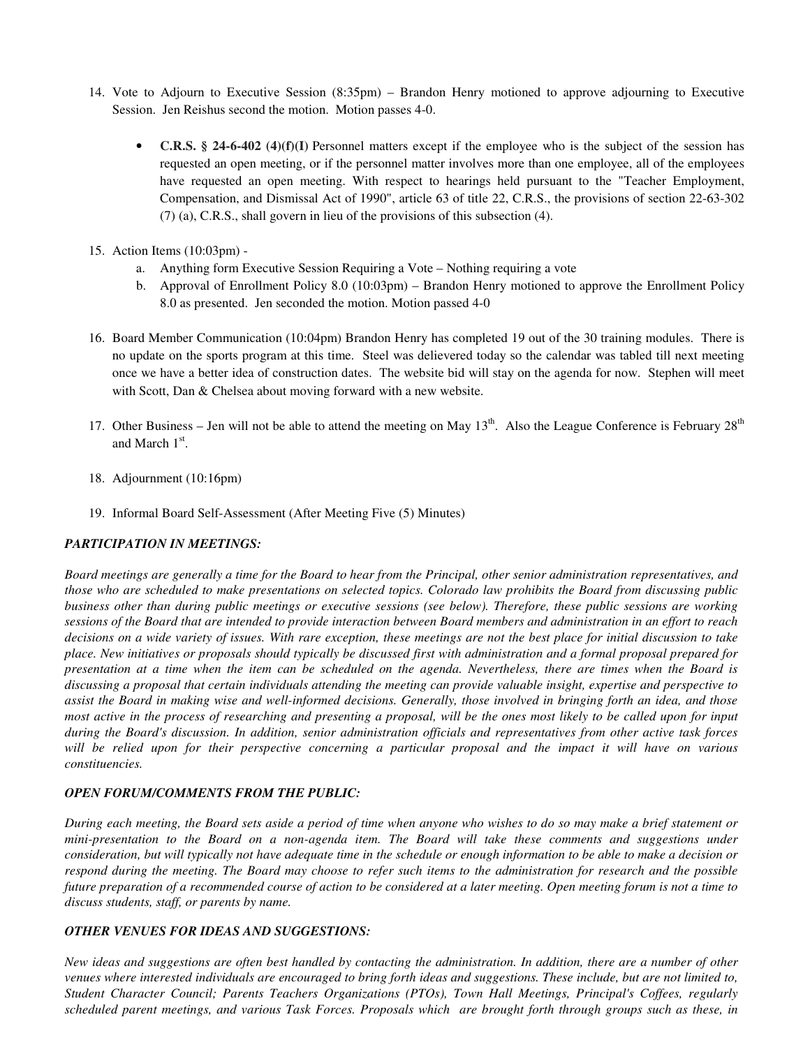14. Vote to Adjourn to Executive Session (8:35pm) – Brandon Henry motioned to approve adjourning to Executive Session. Jen Reishus second the motion. Motion passes 4-0.

    - **C.R.S. § 24-6-402 (4)(f)(I)** Personnel matters except if the employee who is the subject of the session has requested an open meeting, or if the personnel matter involves more than one employee, all of the employees have requested an open meeting. With respect to hearings held pursuant to the "Teacher Employment, Compensation, and Dismissal Act of 1990", article 63 of title 22, C.R.S., the provisions of section 22-63-302 (7) (a), C.R.S., shall govern in lieu of the provisions of this subsection (4).

15. Action Items (10:03pm) -
    a. Anything form Executive Session Requiring a Vote – Nothing requiring a vote
    b. Approval of Enrollment Policy 8.0 (10:03pm) – Brandon Henry motioned to approve the Enrollment Policy 8.0 as presented. Jen seconded the motion. Motion passed 4-0

16. Board Member Communication (10:04pm) Brandon Henry has completed 19 out of the 30 training modules. There is no update on the sports program at this time. Steel was delievered today so the calendar was tabled till next meeting once we have a better idea of construction dates. The website bid will stay on the agenda for now. Stephen will meet with Scott, Dan & Chelsea about moving forward with a new website.

17. Other Business – Jen will not be able to attend the meeting on May 13th. Also the League Conference is February 28th and March 1st.

18. Adjournment (10:16pm)

19. Informal Board Self-Assessment (After Meeting Five (5) Minutes)

***PARTICIPATION IN MEETINGS:***

*Board meetings are generally a time for the Board to hear from the Principal, other senior administration representatives, and those who are scheduled to make presentations on selected topics. Colorado law prohibits the Board from discussing public business other than during public meetings or executive sessions (see below). Therefore, these public sessions are working sessions of the Board that are intended to provide interaction between Board members and administration in an effort to reach decisions on a wide variety of issues. With rare exception, these meetings are not the best place for initial discussion to take place. New initiatives or proposals should typically be discussed first with administration and a formal proposal prepared for presentation at a time when the item can be scheduled on the agenda. Nevertheless, there are times when the Board is discussing a proposal that certain individuals attending the meeting can provide valuable insight, expertise and perspective to assist the Board in making wise and well-informed decisions. Generally, those involved in bringing forth an idea, and those most active in the process of researching and presenting a proposal, will be the ones most likely to be called upon for input during the Board's discussion. In addition, senior administration officials and representatives from other active task forces will be relied upon for their perspective concerning a particular proposal and the impact it will have on various constituencies.*

***OPEN FORUM/COMMENTS FROM THE PUBLIC:***

*During each meeting, the Board sets aside a period of time when anyone who wishes to do so may make a brief statement or mini-presentation to the Board on a non-agenda item. The Board will take these comments and suggestions under consideration, but will typically not have adequate time in the schedule or enough information to be able to make a decision or respond during the meeting. The Board may choose to refer such items to the administration for research and the possible future preparation of a recommended course of action to be considered at a later meeting. Open meeting forum is not a time to discuss students, staff, or parents by name.*

***OTHER VENUES FOR IDEAS AND SUGGESTIONS:***

*New ideas and suggestions are often best handled by contacting the administration. In addition, there are a number of other venues where interested individuals are encouraged to bring forth ideas and suggestions. These include, but are not limited to, Student Character Council; Parents Teachers Organizations (PTOs), Town Hall Meetings, Principal's Coffees, regularly scheduled parent meetings, and various Task Forces. Proposals which are brought forth through groups such as these, in*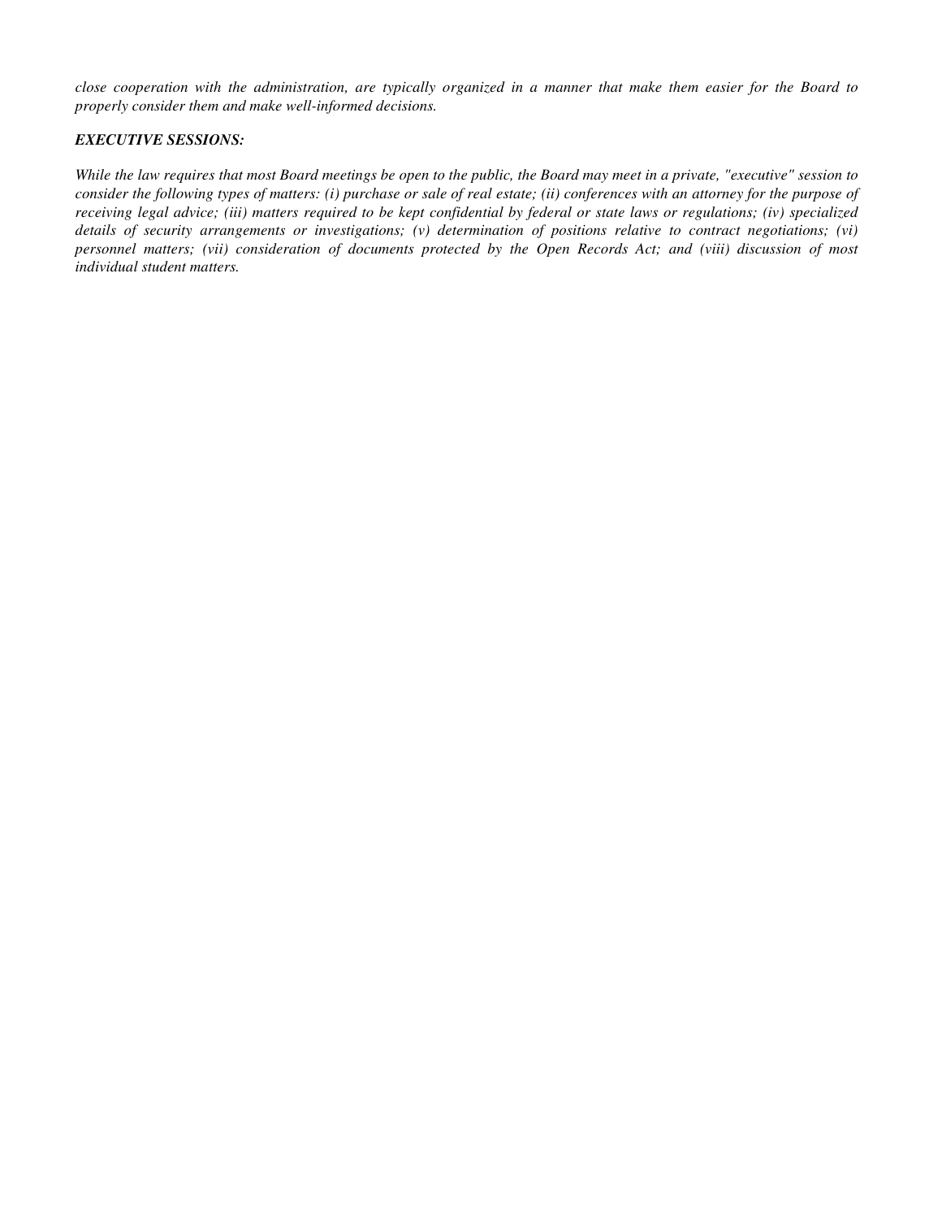*close cooperation with the administration, are typically organized in a manner that make them easier for the Board to properly consider them and make well-informed decisions.*

***EXECUTIVE SESSIONS:***

*While the law requires that most Board meetings be open to the public, the Board may meet in a private, "executive" session to consider the following types of matters: (i) purchase or sale of real estate; (ii) conferences with an attorney for the purpose of receiving legal advice; (iii) matters required to be kept confidential by federal or state laws or regulations; (iv) specialized details of security arrangements or investigations; (v) determination of positions relative to contract negotiations; (vi) personnel matters; (vii) consideration of documents protected by the Open Records Act; and (viii) discussion of most individual student matters.*